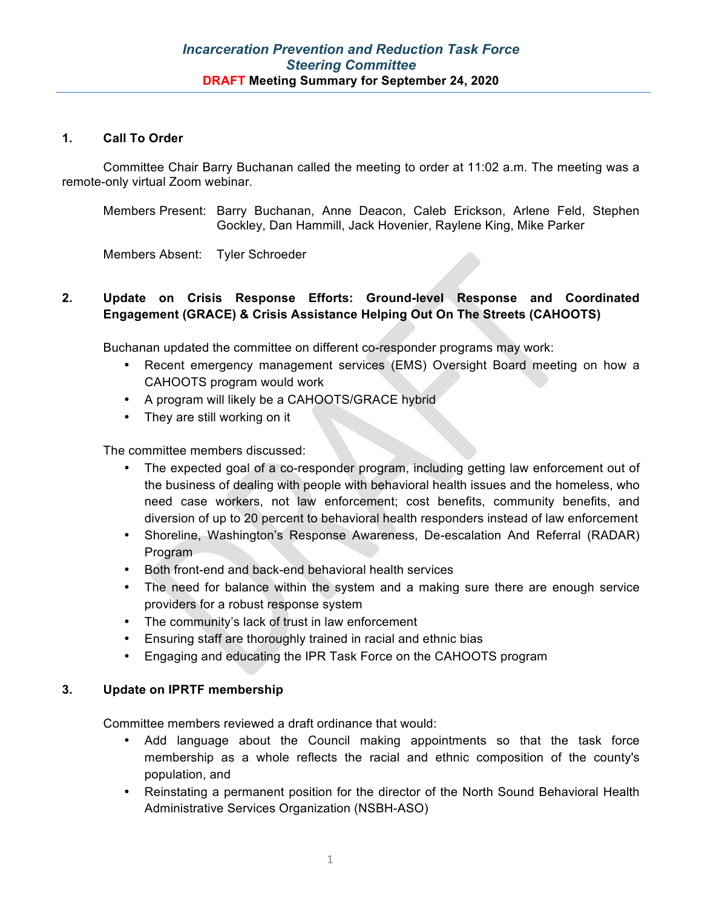# *Incarceration Prevention and Reduction Task Force*
# *Steering Committee*
## DRAFT Meeting Summary for September 24, 2020

### 1. Call To Order

Committee Chair Barry Buchanan called the meeting to order at 11:02 a.m. The meeting was a remote-only virtual Zoom webinar.

Members Present: Barry Buchanan, Anne Deacon, Caleb Erickson, Arlene Feld, Stephen Gockley, Dan Hammill, Jack Hovenier, Raylene King, Mike Parker

Members Absent: Tyler Schroeder

### 2. Update on Crisis Response Efforts: Ground-level Response and Coordinated Engagement (GRACE) & Crisis Assistance Helping Out On The Streets (CAHOOTS)

Buchanan updated the committee on different co-responder programs may work:

- Recent emergency management services (EMS) Oversight Board meeting on how a CAHOOTS program would work
- A program will likely be a CAHOOTS/GRACE hybrid
- They are still working on it

The committee members discussed:

- The expected goal of a co-responder program, including getting law enforcement out of the business of dealing with people with behavioral health issues and the homeless, who need case workers, not law enforcement; cost benefits, community benefits, and diversion of up to 20 percent to behavioral health responders instead of law enforcement
- Shoreline, Washington's Response Awareness, De-escalation And Referral (RADAR) Program
- Both front-end and back-end behavioral health services
- The need for balance within the system and a making sure there are enough service providers for a robust response system
- The community's lack of trust in law enforcement
- Ensuring staff are thoroughly trained in racial and ethnic bias
- Engaging and educating the IPR Task Force on the CAHOOTS program

### 3. Update on IPRTF membership

Committee members reviewed a draft ordinance that would:

- Add language about the Council making appointments so that the task force membership as a whole reflects the racial and ethnic composition of the county's population, and
- Reinstating a permanent position for the director of the North Sound Behavioral Health Administrative Services Organization (NSBH-ASO)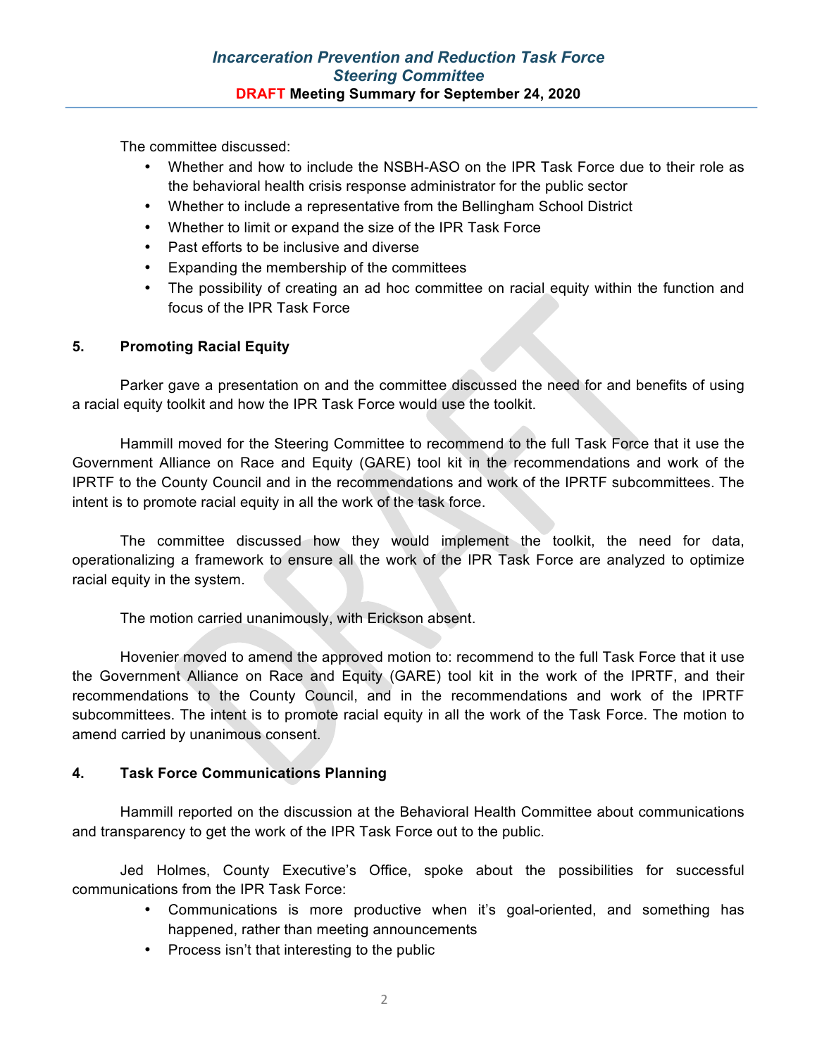The committee discussed:

- Whether and how to include the NSBH-ASO on the IPR Task Force due to their role as the behavioral health crisis response administrator for the public sector
- Whether to include a representative from the Bellingham School District
- Whether to limit or expand the size of the IPR Task Force
- Past efforts to be inclusive and diverse
- Expanding the membership of the committees
- The possibility of creating an ad hoc committee on racial equity within the function and focus of the IPR Task Force

## 5. Promoting Racial Equity

Parker gave a presentation on and the committee discussed the need for and benefits of using a racial equity toolkit and how the IPR Task Force would use the toolkit.

Hammill moved for the Steering Committee to recommend to the full Task Force that it use the Government Alliance on Race and Equity (GARE) tool kit in the recommendations and work of the IPRTF to the County Council and in the recommendations and work of the IPRTF subcommittees. The intent is to promote racial equity in all the work of the task force.

The committee discussed how they would implement the toolkit, the need for data, operationalizing a framework to ensure all the work of the IPR Task Force are analyzed to optimize racial equity in the system.

The motion carried unanimously, with Erickson absent.

Hovenier moved to amend the approved motion to: recommend to the full Task Force that it use the Government Alliance on Race and Equity (GARE) tool kit in the work of the IPRTF, and their recommendations to the County Council, and in the recommendations and work of the IPRTF subcommittees. The intent is to promote racial equity in all the work of the Task Force. The motion to amend carried by unanimous consent.

## 4. Task Force Communications Planning

Hammill reported on the discussion at the Behavioral Health Committee about communications and transparency to get the work of the IPR Task Force out to the public.

Jed Holmes, County Executive's Office, spoke about the possibilities for successful communications from the IPR Task Force:

- Communications is more productive when it's goal-oriented, and something has happened, rather than meeting announcements
- Process isn't that interesting to the public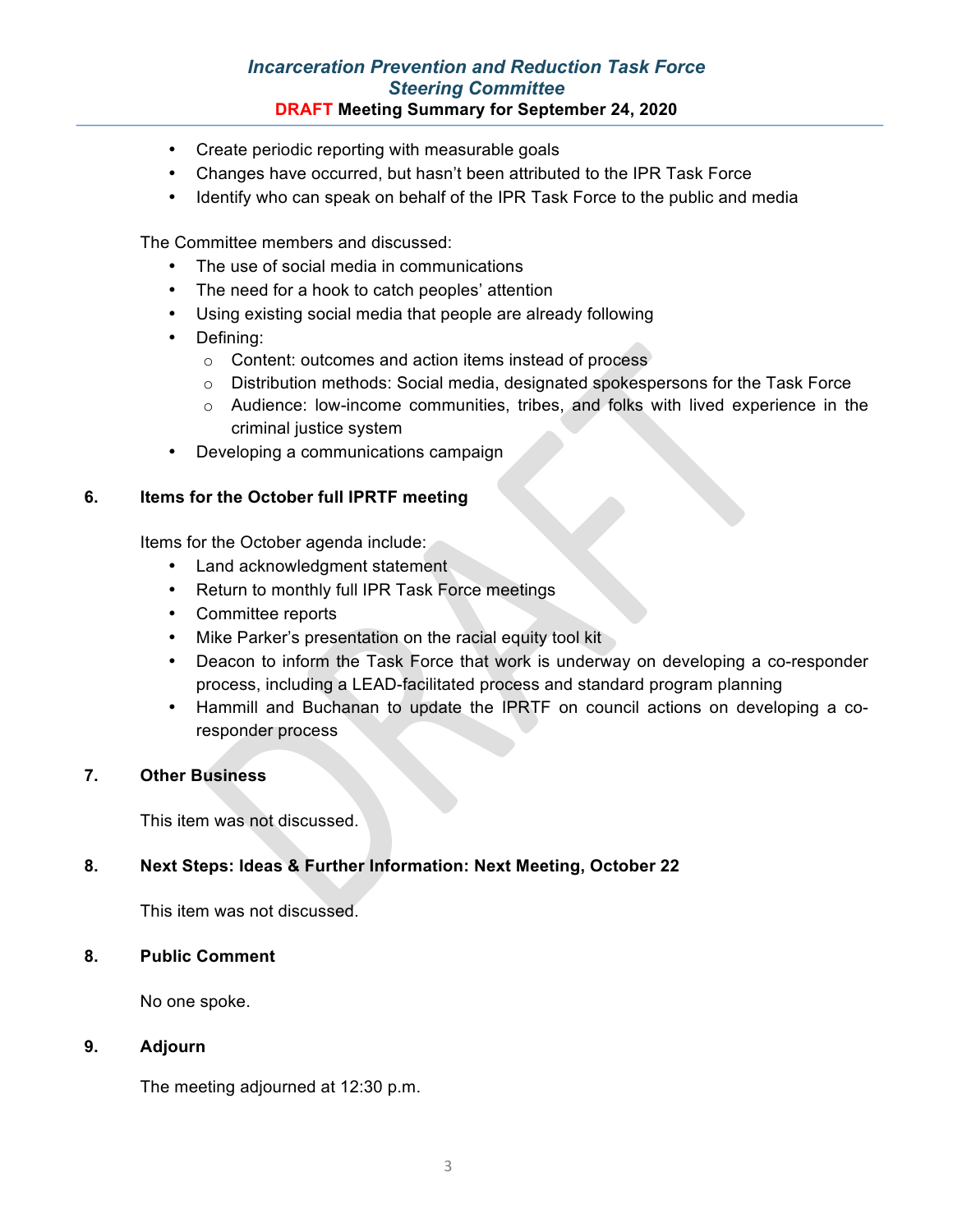- Create periodic reporting with measurable goals
- Changes have occurred, but hasn't been attributed to the IPR Task Force
- Identify who can speak on behalf of the IPR Task Force to the public and media

The Committee members and discussed:

- The use of social media in communications
- The need for a hook to catch peoples' attention
- Using existing social media that people are already following
- Defining:
  - Content: outcomes and action items instead of process
  - Distribution methods: Social media, designated spokespersons for the Task Force
  - Audience: low-income communities, tribes, and folks with lived experience in the criminal justice system
- Developing a communications campaign

## 6. Items for the October full IPRTF meeting

Items for the October agenda include:

- Land acknowledgment statement
- Return to monthly full IPR Task Force meetings
- Committee reports
- Mike Parker's presentation on the racial equity tool kit
- Deacon to inform the Task Force that work is underway on developing a co-responder process, including a LEAD-facilitated process and standard program planning
- Hammill and Buchanan to update the IPRTF on council actions on developing a co-responder process

## 7. Other Business

This item was not discussed.

## 8. Next Steps: Ideas & Further Information: Next Meeting, October 22

This item was not discussed.

## 8. Public Comment

No one spoke.

## 9. Adjourn

The meeting adjourned at 12:30 p.m.